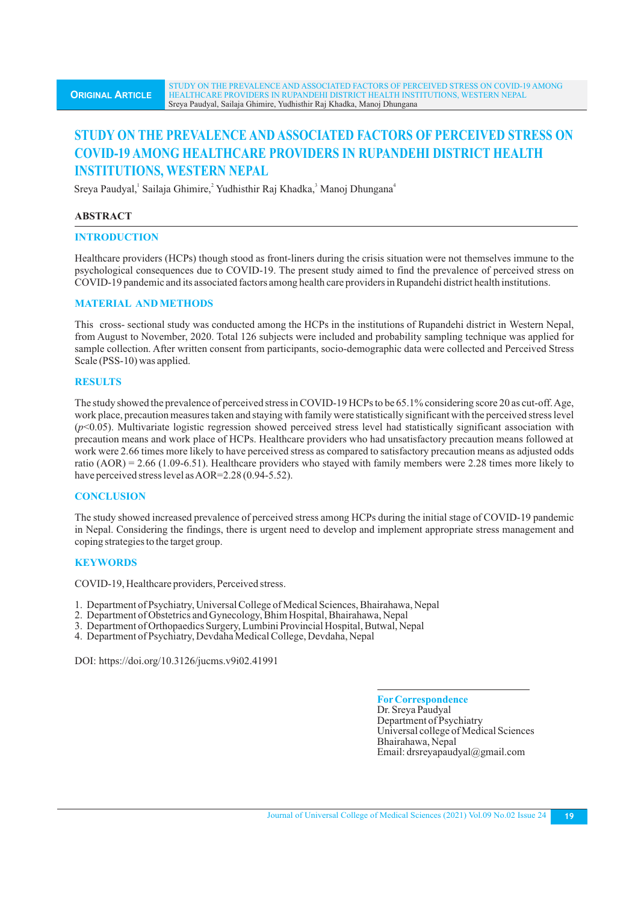ORIGINAL ARTICLE

# STUDY ON THE PREVALENCE AND ASSOCIATED FACTORS OF PERCEIVED STRESS ON COVID-19 AMONG HEALTHCARE PROVIDERS IN RUPANDEHI DISTRICT HEALTH INSTITUTIONS, WESTERN NEPAL

Sreya Paudyal,[1] Sailaja Ghimire,[2] Yudhisthir Raj Khadka,[3] Manoj Dhungana[4]

## ABSTRACT

### INTRODUCTION

Healthcare providers (HCPs) though stood as front-liners during the crisis situation were not themselves immune to the psychological consequences due to COVID-19. The present study aimed to find the prevalence of perceived stress on COVID-19 pandemic and its associated factors among health care providers in Rupandehi district health institutions.

### MATERIAL AND METHODS

This cross- sectional study was conducted among the HCPs in the institutions of Rupandehi district in Western Nepal, from August to November, 2020. Total 126 subjects were included and probability sampling technique was applied for sample collection. After written consent from participants, socio-demographic data were collected and Perceived Stress Scale (PSS-10) was applied.

### RESULTS

The study showed the prevalence of perceived stress in COVID-19 HCPs to be 65.1% considering score 20 as cut-off. Age, work place, precaution measures taken and staying with family were statistically significant with the perceived stress level ($p<0.05$). Multivariate logistic regression showed perceived stress level had statistically significant association with precaution means and work place of HCPs. Healthcare providers who had unsatisfactory precaution means followed at work were 2.66 times more likely to have perceived stress as compared to satisfactory precaution means as adjusted odds ratio (AOR) = 2.66 (1.09-6.51). Healthcare providers who stayed with family members were 2.28 times more likely to have perceived stress level as AOR=2.28 (0.94-5.52).

### CONCLUSION

The study showed increased prevalence of perceived stress among HCPs during the initial stage of COVID-19 pandemic in Nepal. Considering the findings, there is urgent need to develop and implement appropriate stress management and coping strategies to the target group.

### KEYWORDS

COVID-19, Healthcare providers, Perceived stress.

1. Department of Psychiatry, Universal College of Medical Sciences, Bhairahawa, Nepal
2. Department of Obstetrics and Gynecology, Bhim Hospital, Bhairahawa, Nepal
3. Department of Orthopaedics Surgery, Lumbini Provincial Hospital, Butwal, Nepal
4. Department of Psychiatry, Devdaha Medical College, Devdaha, Nepal

DOI: https://doi.org/10.3126/jucms.v9i02.41991

**For Correspondence**
Dr. Sreya Paudyal
Department of Psychiatry
Universal college of Medical Sciences
Bhairahawa, Nepal
Email: drsreyapaudyal@gmail.com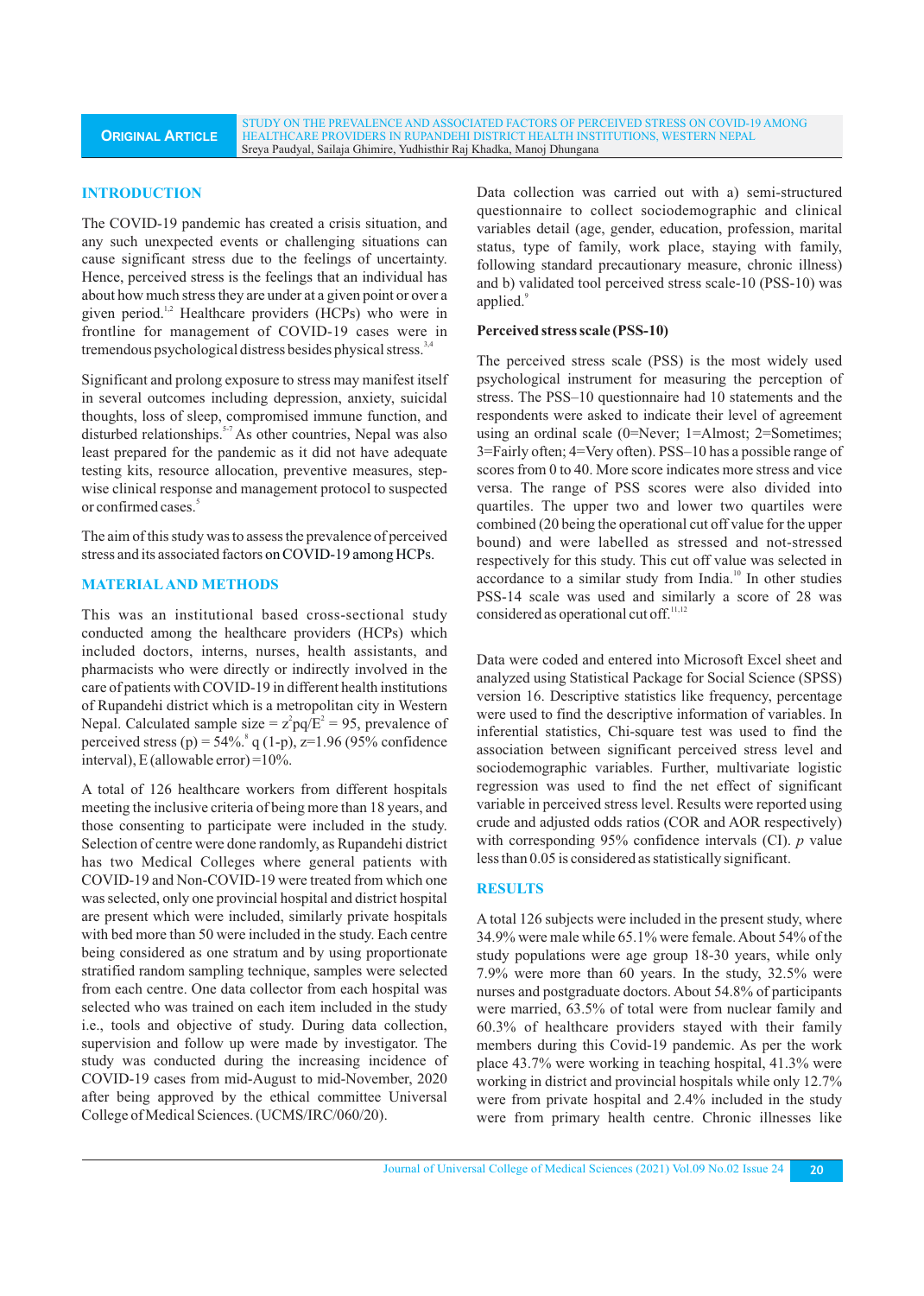## INTRODUCTION

The COVID-19 pandemic has created a crisis situation, and any such unexpected events or challenging situations can cause significant stress due to the feelings of uncertainty. Hence, perceived stress is the feelings that an individual has about how much stress they are under at a given point or over a given period.[1,2] Healthcare providers (HCPs) who were in frontline for management of COVID-19 cases were in tremendous psychological distress besides physical stress.[3,4]

Significant and prolong exposure to stress may manifest itself in several outcomes including depression, anxiety, suicidal thoughts, loss of sleep, compromised immune function, and disturbed relationships.[5-7] As other countries, Nepal was also least prepared for the pandemic as it did not have adequate testing kits, resource allocation, preventive measures, step-wise clinical response and management protocol to suspected or confirmed cases.[5]

The aim of this study was to assess the prevalence of perceived stress and its associated factors on COVID-19 among HCPs.

## MATERIAL AND METHODS

This was an institutional based cross-sectional study conducted among the healthcare providers (HCPs) which included doctors, interns, nurses, health assistants, and pharmacists who were directly or indirectly involved in the care of patients with COVID-19 in different health institutions of Rupandehi district which is a metropolitan city in Western Nepal. Calculated sample size = $z^2pq/E^2$ = 95, prevalence of perceived stress (p) = 54%.[8] q (1-p), z=1.96 (95% confidence interval), E (allowable error) =10%.

A total of 126 healthcare workers from different hospitals meeting the inclusive criteria of being more than 18 years, and those consenting to participate were included in the study. Selection of centre were done randomly, as Rupandehi district has two Medical Colleges where general patients with COVID-19 and Non-COVID-19 were treated from which one was selected, only one provincial hospital and district hospital are present which were included, similarly private hospitals with bed more than 50 were included in the study. Each centre being considered as one stratum and by using proportionate stratified random sampling technique, samples were selected from each centre. One data collector from each hospital was selected who was trained on each item included in the study i.e., tools and objective of study. During data collection, supervision and follow up were made by investigator. The study was conducted during the increasing incidence of COVID-19 cases from mid-August to mid-November, 2020 after being approved by the ethical committee Universal College of Medical Sciences. (UCMS/IRC/060/20).

Data collection was carried out with a) semi-structured questionnaire to collect sociodemographic and clinical variables detail (age, gender, education, profession, marital status, type of family, work place, staying with family, following standard precautionary measure, chronic illness) and b) validated tool perceived stress scale-10 (PSS-10) was applied.[9]

### Perceived stress scale (PSS-10)

The perceived stress scale (PSS) is the most widely used psychological instrument for measuring the perception of stress. The PSS–10 questionnaire had 10 statements and the respondents were asked to indicate their level of agreement using an ordinal scale (0=Never; 1=Almost; 2=Sometimes; 3=Fairly often; 4=Very often). PSS–10 has a possible range of scores from 0 to 40. More score indicates more stress and vice versa. The range of PSS scores were also divided into quartiles. The upper two and lower two quartiles were combined (20 being the operational cut off value for the upper bound) and were labelled as stressed and not-stressed respectively for this study. This cut off value was selected in accordance to a similar study from India.[10] In other studies PSS-14 scale was used and similarly a score of 28 was considered as operational cut off.[11,12]

Data were coded and entered into Microsoft Excel sheet and analyzed using Statistical Package for Social Science (SPSS) version 16. Descriptive statistics like frequency, percentage were used to find the descriptive information of variables. In inferential statistics, Chi-square test was used to find the association between significant perceived stress level and sociodemographic variables. Further, multivariate logistic regression was used to find the net effect of significant variable in perceived stress level. Results were reported using crude and adjusted odds ratios (COR and AOR respectively) with corresponding 95% confidence intervals (CI). *p* value less than 0.05 is considered as statistically significant.

## RESULTS

A total 126 subjects were included in the present study, where 34.9% were male while 65.1% were female. About 54% of the study populations were age group 18-30 years, while only 7.9% were more than 60 years. In the study, 32.5% were nurses and postgraduate doctors. About 54.8% of participants were married, 63.5% of total were from nuclear family and 60.3% of healthcare providers stayed with their family members during this Covid-19 pandemic. As per the work place 43.7% were working in teaching hospital, 41.3% were working in district and provincial hospitals while only 12.7% were from private hospital and 2.4% included in the study were from primary health centre. Chronic illnesses like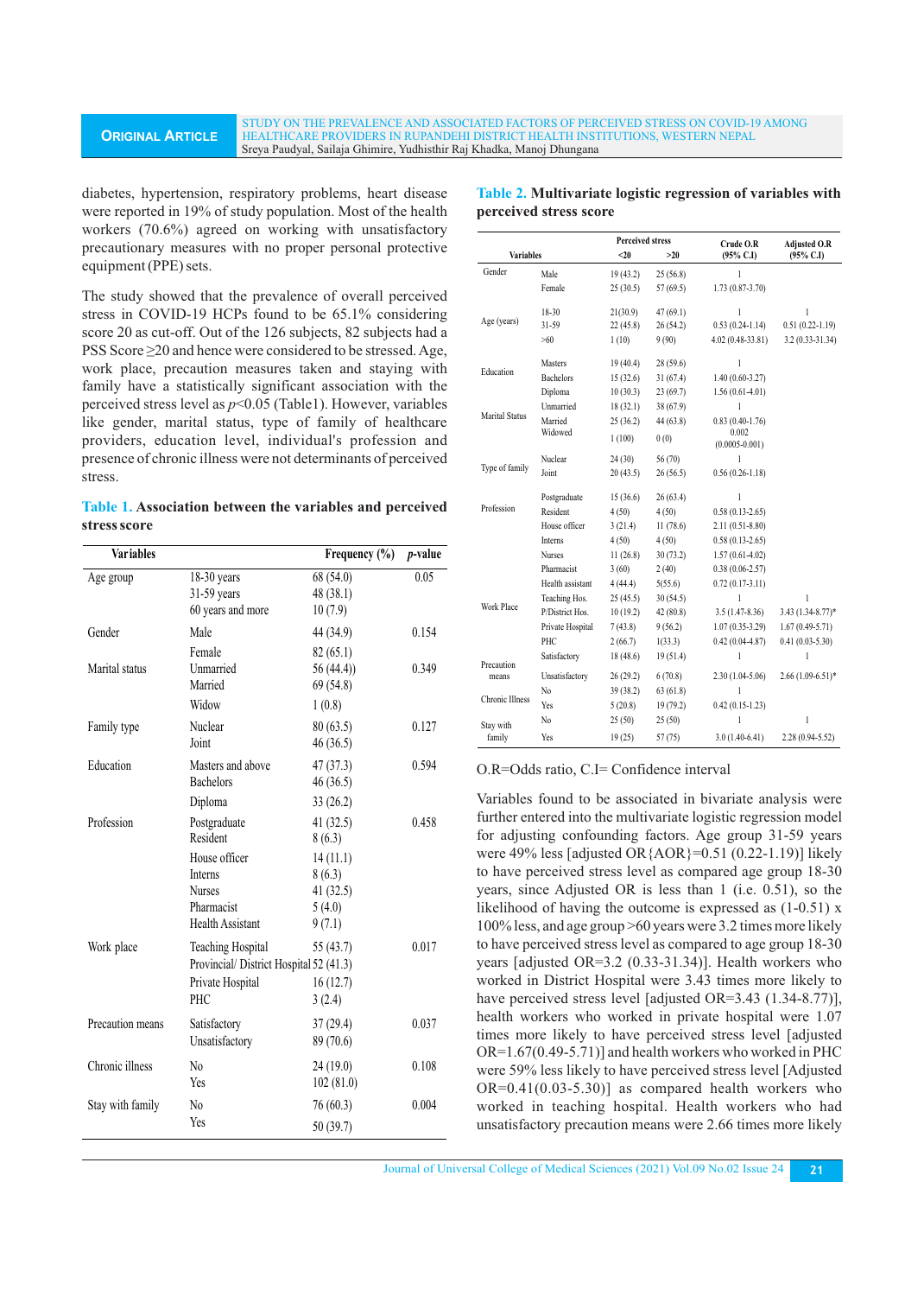diabetes, hypertension, respiratory problems, heart disease were reported in 19% of study population. Most of the health workers (70.6%) agreed on working with unsatisfactory precautionary measures with no proper personal protective equipment (PPE) sets.

The study showed that the prevalence of overall perceived stress in COVID-19 HCPs found to be 65.1% considering score 20 as cut-off. Out of the 126 subjects, 82 subjects had a PSS Score ≥20 and hence were considered to be stressed. Age, work place, precaution measures taken and staying with family have a statistically significant association with the perceived stress level as $p<0.05$ (Table1). However, variables like gender, marital status, type of family of healthcare providers, education level, individual's profession and presence of chronic illness were not determinants of perceived stress.

**Table 1. Association between the variables and perceived stress score**

| Variables | | Frequency (%) | *p*-value |
|---|---|---|---|
| Age group | 18-30 years | 68 (54.0) | 0.05 |
| | 31-59 years | 48 (38.1) | |
| | 60 years and more | 10 (7.9) | |
| Gender | Male | 44 (34.9) | 0.154 |
| | Female | 82 (65.1) | |
| Marital status | Unmarried | 56 (44.4)) | 0.349 |
| | Married | 69 (54.8) | |
| | Widow | 1 (0.8) | |
| Family type | Nuclear | 80 (63.5) | 0.127 |
| | Joint | 46 (36.5) | |
| Education | Masters and above | 47 (37.3) | 0.594 |
| | Bachelors | 46 (36.5) | |
| | Diploma | 33 (26.2) | |
| Profession | Postgraduate | 41 (32.5) | 0.458 |
| | Resident | 8 (6.3) | |
| | House officer | 14 (11.1) | |
| | Interns | 8 (6.3) | |
| | Nurses | 41 (32.5) | |
| | Pharmacist | 5 (4.0) | |
| | Health Assistant | 9 (7.1) | |
| Work place | Teaching Hospital | 55 (43.7) | 0.017 |
| | Provincial/ District Hospital | 52 (41.3) | |
| | Private Hospital | 16 (12.7) | |
| | PHC | 3 (2.4) | |
| Precaution means | Satisfactory | 37 (29.4) | 0.037 |
| | Unsatisfactory | 89 (70.6) | |
| Chronic illness | No | 24 (19.0) | 0.108 |
| | Yes | 102 (81.0) | |
| Stay with family | No | 76 (60.3) | 0.004 |
| | Yes | 50 (39.7) | |

**Table 2. Multivariate logistic regression of variables with perceived stress score**

| Variables | | Perceived stress <20 | Perceived stress >20 | Crude O.R (95% C.I) | Adjusted O.R (95% C.I) |
|---|---|---|---|---|---|
| Gender | Male | 19 (43.2) | 25 (56.8) | 1 | |
| | Female | 25 (30.5) | 57 (69.5) | 1.73 (0.87-3.70) | |
| Age (years) | 18-30 | 21(30.9) | 47 (69.1) | 1 | 1 |
| | 31-59 | 22 (45.8) | 26 (54.2) | 0.53 (0.24-1.14) | 0.51 (0.22-1.19) |
| | >60 | 1 (10) | 9 (90) | 4.02 (0.48-33.81) | 3.2 (0.33-31.34) |
| Education | Masters | 19 (40.4) | 28 (59.6) | 1 | |
| | Bachelors | 15 (32.6) | 31 (67.4) | 1.40 (0.60-3.27) | |
| | Diploma | 10 (30.3) | 23 (69.7) | 1.56 (0.61-4.01) | |
| Marital Status | Unmarried | 18 (32.1) | 38 (67.9) | 1 | |
| | Married | 25 (36.2) | 44 (63.8) | 0.83 (0.40-1.76) | |
| | Widowed | 1 (100) | 0 (0) | 0.002 (0.0005-0.001) | |
| Type of family | Nuclear | 24 (30) | 56 (70) | 1 | |
| | Joint | 20 (43.5) | 26 (56.5) | 0.56 (0.26-1.18) | |
| Profession | Postgraduate | 15 (36.6) | 26 (63.4) | 1 | |
| | Resident | 4 (50) | 4 (50) | 0.58 (0.13-2.65) | |
| | House officer | 3 (21.4) | 11 (78.6) | 2.11 (0.51-8.80) | |
| | Interns | 4 (50) | 4 (50) | 0.58 (0.13-2.65) | |
| | Nurses | 11 (26.8) | 30 (73.2) | 1.57 (0.61-4.02) | |
| | Pharmacist | 3 (60) | 2 (40) | 0.38 (0.06-2.57) | |
| | Health assistant | 4 (44.4) | 5(55.6) | 0.72 (0.17-3.11) | |
| Work Place | Teaching Hos. | 25 (45.5) | 30 (54.5) | 1 | 1 |
| | P/District Hos. | 10 (19.2) | 42 (80.8) | 3.5 (1.47-8.36) | 3.43 (1.34-8.77)* |
| | Private Hospital | 7 (43.8) | 9 (56.2) | 1.07 (0.35-3.29) | 1.67 (0.49-5.71) |
| | PHC | 2 (66.7) | 1(33.3) | 0.42 (0.04-4.87) | 0.41 (0.03-5.30) |
| Precaution means | Satisfactory | 18 (48.6) | 19 (51.4) | 1 | 1 |
| | Unsatisfactory | 26 (29.2) | 6 (70.8) | 2.30 (1.04-5.06) | 2.66 (1.09-6.51)* |
| Chronic Illness | No | 39 (38.2) | 63 (61.8) | 1 | |
| | Yes | 5 (20.8) | 19 (79.2) | 0.42 (0.15-1.23) | |
| Stay with family | No | 25 (50) | 25 (50) | 1 | 1 |
| | Yes | 19 (25) | 57 (75) | 3.0 (1.40-6.41) | 2.28 (0.94-5.52) |

O.R=Odds ratio, C.I= Confidence interval

Variables found to be associated in bivariate analysis were further entered into the multivariate logistic regression model for adjusting confounding factors. Age group 31-59 years were 49% less [adjusted OR{AOR}=0.51 (0.22-1.19)] likely to have perceived stress level as compared age group 18-30 years, since Adjusted OR is less than 1 (i.e. 0.51), so the likelihood of having the outcome is expressed as (1-0.51) x 100% less, and age group >60 years were 3.2 times more likely to have perceived stress level as compared to age group 18-30 years [adjusted OR=3.2 (0.33-31.34)]. Health workers who worked in District Hospital were 3.43 times more likely to have perceived stress level [adjusted OR=3.43 (1.34-8.77)], health workers who worked in private hospital were 1.07 times more likely to have perceived stress level [adjusted OR=1.67(0.49-5.71)] and health workers who worked in PHC were 59% less likely to have perceived stress level [Adjusted OR=0.41(0.03-5.30)] as compared health workers who worked in teaching hospital. Health workers who had unsatisfactory precaution means were 2.66 times more likely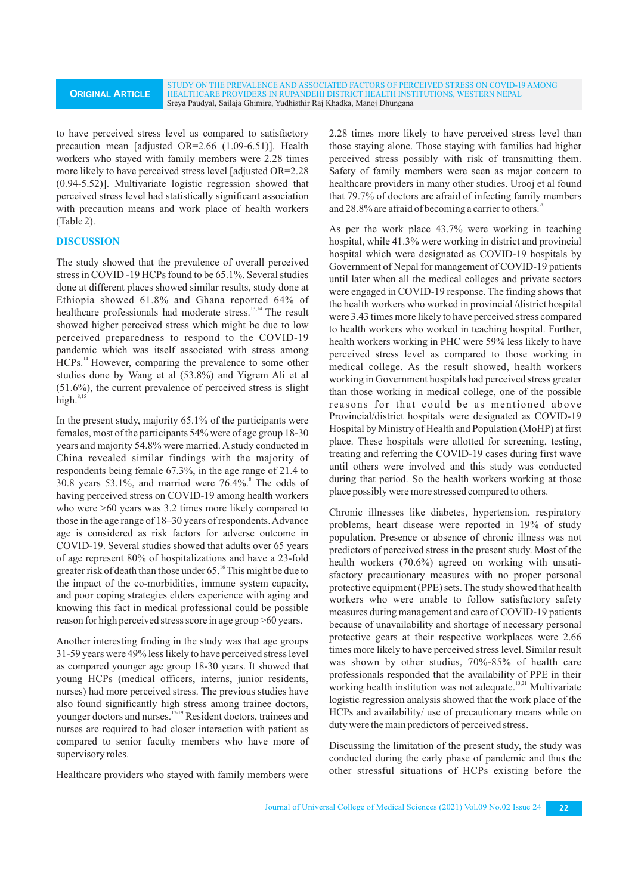to have perceived stress level as compared to satisfactory precaution mean [adjusted OR=2.66 (1.09-6.51)]. Health workers who stayed with family members were 2.28 times more likely to have perceived stress level [adjusted OR=2.28 (0.94-5.52)]. Multivariate logistic regression showed that perceived stress level had statistically significant association with precaution means and work place of health workers (Table 2).

## DISCUSSION

The study showed that the prevalence of overall perceived stress in COVID -19 HCPs found to be 65.1%. Several studies done at different places showed similar results, study done at Ethiopia showed 61.8% and Ghana reported 64% of healthcare professionals had moderate stress.[13,14] The result showed higher perceived stress which might be due to low perceived preparedness to respond to the COVID-19 pandemic which was itself associated with stress among HCPs.[14] However, comparing the prevalence to some other studies done by Wang et al (53.8%) and Yigrem Ali et al (51.6%), the current prevalence of perceived stress is slight high.[8,15]

In the present study, majority 65.1% of the participants were females, most of the participants 54% were of age group 18-30 years and majority 54.8% were married. A study conducted in China revealed similar findings with the majority of respondents being female 67.3%, in the age range of 21.4 to 30.8 years 53.1%, and married were 76.4%.[8] The odds of having perceived stress on COVID-19 among health workers who were >60 years was 3.2 times more likely compared to those in the age range of 18–30 years of respondents. Advance age is considered as risk factors for adverse outcome in COVID-19. Several studies showed that adults over 65 years of age represent 80% of hospitalizations and have a 23-fold greater risk of death than those under 65.[16] This might be due to the impact of the co-morbidities, immune system capacity, and poor coping strategies elders experience with aging and knowing this fact in medical professional could be possible reason for high perceived stress score in age group >60 years.

Another interesting finding in the study was that age groups 31-59 years were 49% less likely to have perceived stress level as compared younger age group 18-30 years. It showed that young HCPs (medical officers, interns, junior residents, nurses) had more perceived stress. The previous studies have also found significantly high stress among trainee doctors, younger doctors and nurses.[17-19] Resident doctors, trainees and nurses are required to had closer interaction with patient as compared to senior faculty members who have more of supervisory roles.

Healthcare providers who stayed with family members were 2.28 times more likely to have perceived stress level than those staying alone. Those staying with families had higher perceived stress possibly with risk of transmitting them. Safety of family members were seen as major concern to healthcare providers in many other studies. Urooj et al found that 79.7% of doctors are afraid of infecting family members and 28.8% are afraid of becoming a carrier to others.[20]

As per the work place 43.7% were working in teaching hospital, while 41.3% were working in district and provincial hospital which were designated as COVID-19 hospitals by Government of Nepal for management of COVID-19 patients until later when all the medical colleges and private sectors were engaged in COVID-19 response. The finding shows that the health workers who worked in provincial /district hospital were 3.43 times more likely to have perceived stress compared to health workers who worked in teaching hospital. Further, health workers working in PHC were 59% less likely to have perceived stress level as compared to those working in medical college. As the result showed, health workers working in Government hospitals had perceived stress greater than those working in medical college, one of the possible reasons for that could be as mentioned above Provincial/district hospitals were designated as COVID-19 Hospital by Ministry of Health and Population (MoHP) at first place. These hospitals were allotted for screening, testing, treating and referring the COVID-19 cases during first wave until others were involved and this study was conducted during that period. So the health workers working at those place possibly were more stressed compared to others.

Chronic illnesses like diabetes, hypertension, respiratory problems, heart disease were reported in 19% of study population. Presence or absence of chronic illness was not predictors of perceived stress in the present study. Most of the health workers (70.6%) agreed on working with unsatisfactory precautionary measures with no proper personal protective equipment (PPE) sets. The study showed that health workers who were unable to follow satisfactory safety measures during management and care of COVID-19 patients because of unavailability and shortage of necessary personal protective gears at their respective workplaces were 2.66 times more likely to have perceived stress level. Similar result was shown by other studies, 70%-85% of health care professionals responded that the availability of PPE in their working health institution was not adequate.[13,21] Multivariate logistic regression analysis showed that the work place of the HCPs and availability/ use of precautionary means while on duty were the main predictors of perceived stress.

Discussing the limitation of the present study, the study was conducted during the early phase of pandemic and thus the other stressful situations of HCPs existing before the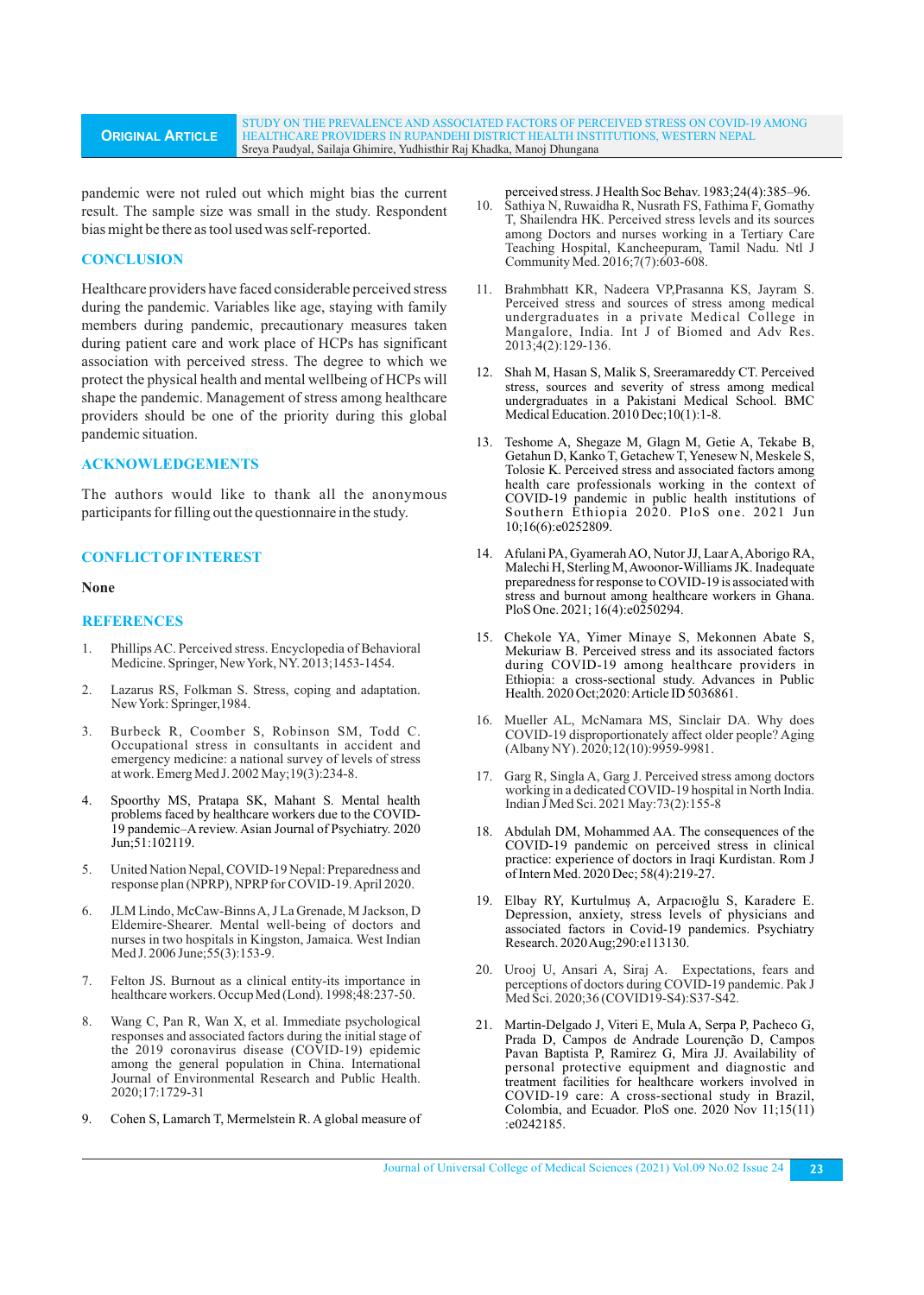pandemic were not ruled out which might bias the current result. The sample size was small in the study. Respondent bias might be there as tool used was self-reported.

## CONCLUSION

Healthcare providers have faced considerable perceived stress during the pandemic. Variables like age, staying with family members during pandemic, precautionary measures taken during patient care and work place of HCPs has significant association with perceived stress. The degree to which we protect the physical health and mental wellbeing of HCPs will shape the pandemic. Management of stress among healthcare providers should be one of the priority during this global pandemic situation.

## ACKNOWLEDGEMENTS

The authors would like to thank all the anonymous participants for filling out the questionnaire in the study.

## CONFLICT OF INTEREST

**None**

## REFERENCES

1. Phillips AC. Perceived stress. Encyclopedia of Behavioral Medicine. Springer, New York, NY. 2013;1453-1454.
2. Lazarus RS, Folkman S. Stress, coping and adaptation. New York: Springer,1984.
3. Burbeck R, Coomber S, Robinson SM, Todd C. Occupational stress in consultants in accident and emergency medicine: a national survey of levels of stress at work. Emerg Med J. 2002 May;19(3):234-8.
4. Spoorthy MS, Pratapa SK, Mahant S. Mental health problems faced by healthcare workers due to the COVID-19 pandemic–A review. Asian Journal of Psychiatry. 2020 Jun;51:102119.
5. United Nation Nepal, COVID-19 Nepal: Preparedness and response plan (NPRP), NPRP for COVID-19. April 2020.
6. JLM Lindo, McCaw-Binns A, J La Grenade, M Jackson, D Eldemire-Shearer. Mental well-being of doctors and nurses in two hospitals in Kingston, Jamaica. West Indian Med J. 2006 June;55(3):153-9.
7. Felton JS. Burnout as a clinical entity-its importance in healthcare workers. Occup Med (Lond). 1998;48:237-50.
8. Wang C, Pan R, Wan X, et al. Immediate psychological responses and associated factors during the initial stage of the 2019 coronavirus disease (COVID-19) epidemic among the general population in China. International Journal of Environmental Research and Public Health. 2020;17:1729-31
9. Cohen S, Lamarch T, Mermelstein R. A global measure of perceived stress. J Health Soc Behav. 1983;24(4):385–96.
10. Sathiya N, Ruwaidha R, Nusrath FS, Fathima F, Gomathy T, Shailendra HK. Perceived stress levels and its sources among Doctors and nurses working in a Tertiary Care Teaching Hospital, Kancheepuram, Tamil Nadu. Ntl J Community Med. 2016;7(7):603-608.
11. Brahmbhatt KR, Nadeera VP,Prasanna KS, Jayram S. Perceived stress and sources of stress among medical undergraduates in a private Medical College in Mangalore, India. Int J of Biomed and Adv Res. 2013;4(2):129-136.
12. Shah M, Hasan S, Malik S, Sreeramareddy CT. Perceived stress, sources and severity of stress among medical undergraduates in a Pakistani Medical School. BMC Medical Education. 2010 Dec;10(1):1-8.
13. Teshome A, Shegaze M, Glagn M, Getie A, Tekabe B, Getahun D, Kanko T, Getachew T, Yenesew N, Meskele S, Tolosie K. Perceived stress and associated factors among health care professionals working in the context of COVID-19 pandemic in public health institutions of Southern Ethiopia 2020. PloS one. 2021 Jun 10;16(6):e0252809.
14. Afulani PA, Gyamerah AO, Nutor JJ, Laar A, Aborigo RA, Malechi H, Sterling M, Awoonor-Williams JK. Inadequate preparedness for response to COVID-19 is associated with stress and burnout among healthcare workers in Ghana. PloS One. 2021; 16(4):e0250294.
15. Chekole YA, Yimer Minaye S, Mekonnen Abate S, Mekuriaw B. Perceived stress and its associated factors during COVID-19 among healthcare providers in Ethiopia: a cross-sectional study. Advances in Public Health. 2020 Oct;2020: Article ID 5036861.
16. Mueller AL, McNamara MS, Sinclair DA. Why does COVID-19 disproportionately affect older people? Aging (Albany NY). 2020;12(10):9959-9981.
17. Garg R, Singla A, Garg J. Perceived stress among doctors working in a dedicated COVID-19 hospital in North India. Indian J Med Sci. 2021 May:73(2):155-8
18. Abdulah DM, Mohammed AA. The consequences of the COVID-19 pandemic on perceived stress in clinical practice: experience of doctors in Iraqi Kurdistan. Rom J of Intern Med. 2020 Dec; 58(4):219-27.
19. Elbay RY, Kurtulmuş A, Arpacıoğlu S, Karadere E. Depression, anxiety, stress levels of physicians and associated factors in Covid-19 pandemics. Psychiatry Research. 2020 Aug;290:e113130.
20. Urooj U, Ansari A, Siraj A. Expectations, fears and perceptions of doctors during COVID-19 pandemic. Pak J Med Sci. 2020;36 (COVID19-S4):S37-S42.
21. Martin-Delgado J, Viteri E, Mula A, Serpa P, Pacheco G, Prada D, Campos de Andrade Lourenção D, Campos Pavan Baptista P, Ramirez G, Mira JJ. Availability of personal protective equipment and diagnostic and treatment facilities for healthcare workers involved in COVID-19 care: A cross-sectional study in Brazil, Colombia, and Ecuador. PloS one. 2020 Nov 11;15(11) :e0242185.